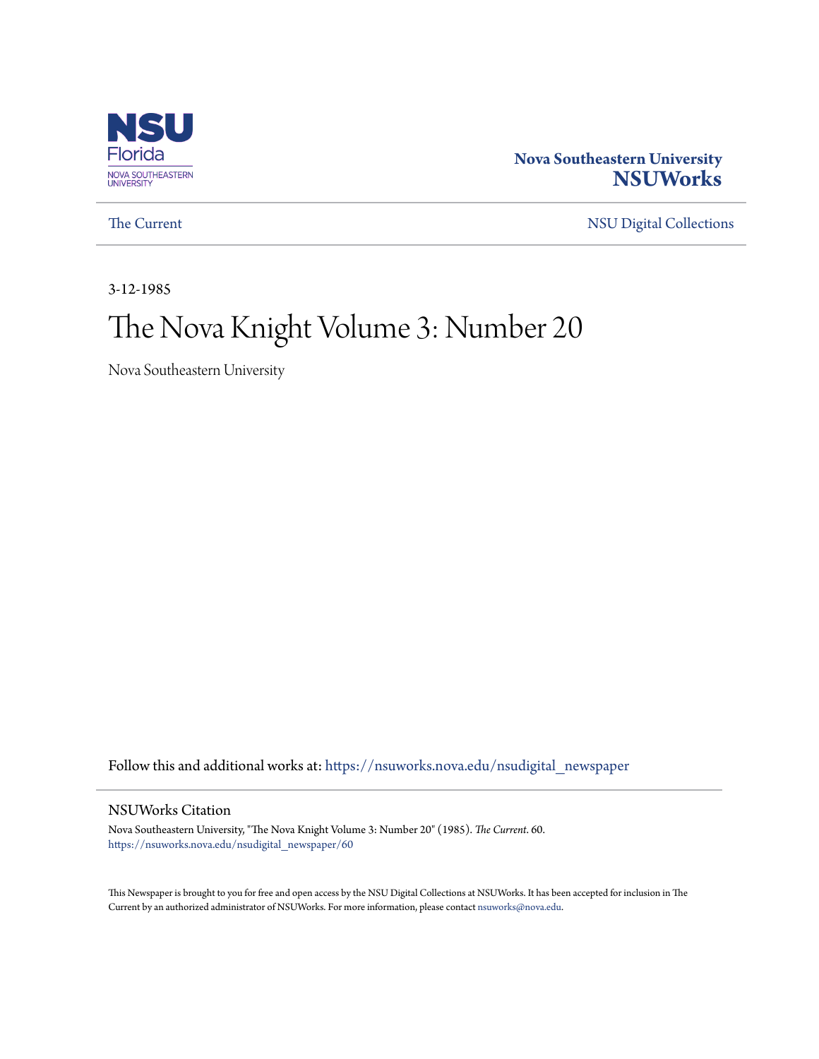Nova Southeastern University
**NSUWorks**

The Current | NSU Digital Collections

3-12-1985

# The Nova Knight Volume 3: Number 20

Nova Southeastern University

Follow this and additional works at: https://nsuworks.nova.edu/nsudigital_newspaper

## NSUWorks Citation

Nova Southeastern University, "The Nova Knight Volume 3: Number 20" (1985). *The Current*. 60.
https://nsuworks.nova.edu/nsudigital_newspaper/60

This Newspaper is brought to you for free and open access by the NSU Digital Collections at NSUWorks. It has been accepted for inclusion in The Current by an authorized administrator of NSUWorks. For more information, please contact nsuworks@nova.edu.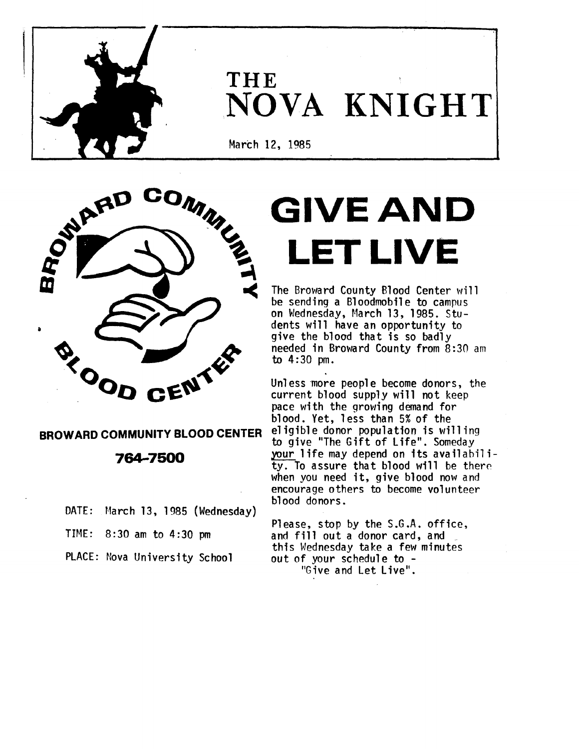# THE NOVA KNIGHT

March 12, 1985

BROWARD COMMUNITY BLOOD CENTER

**BROWARD COMMUNITY BLOOD CENTER**

**764-7500**

DATE: March 13, 1985 (Wednesday)

TIME: 8:30 am to 4:30 pm

PLACE: Nova University School

# GIVE AND LET LIVE

The Broward County Blood Center will be sending a Bloodmobile to campus on Wednesday, March 13, 1985. Students will have an opportunity to give the blood that is so badly needed in Broward County from 8:30 am to 4:30 pm.

Unless more people become donors, the current blood supply will not keep pace with the growing demand for blood. Yet, less than 5% of the eligible donor population is willing to give "The Gift of Life". Someday your life may depend on its availability. To assure that blood will be there when you need it, give blood now and encourage others to become volunteer blood donors.

Please, stop by the S.G.A. office, and fill out a donor card, and this Wednesday take a few minutes out of your schedule to - "Give and Let Live".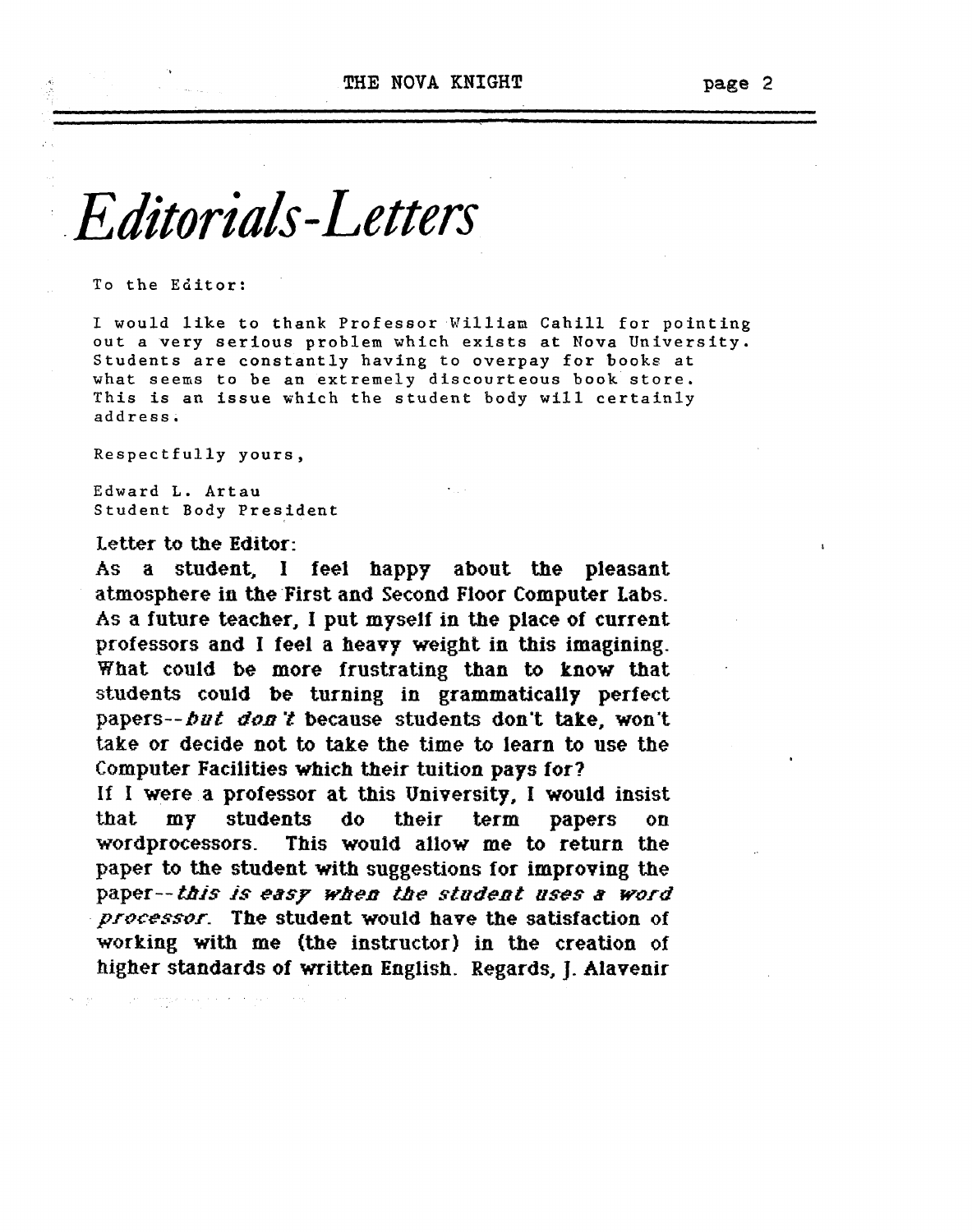# Editorials-Letters

To the Editor:

I would like to thank Professor William Cahill for pointing out a very serious problem which exists at Nova University. Students are constantly having to overpay for books at what seems to be an extremely discourteous book store. This is an issue which the student body will certainly address.

Respectfully yours,

Edward L. Artau
Student Body President

Letter to the Editor:

As a student, I feel happy about the pleasant atmosphere in the First and Second Floor Computer Labs. As a future teacher, I put myself in the place of current professors and I feel a heavy weight in this imagining. What could be more frustrating than to know that students could be turning in grammatically perfect papers--*but don't* because students don't take, won't take or decide not to take the time to learn to use the Computer Facilities which their tuition pays for?

If I were a professor at this University, I would insist that my students do their term papers on wordprocessors. This would allow me to return the paper to the student with suggestions for improving the paper--*this is easy when the student uses a word processor*. The student would have the satisfaction of working with me (the instructor) in the creation of higher standards of written English. Regards, J. Alavenir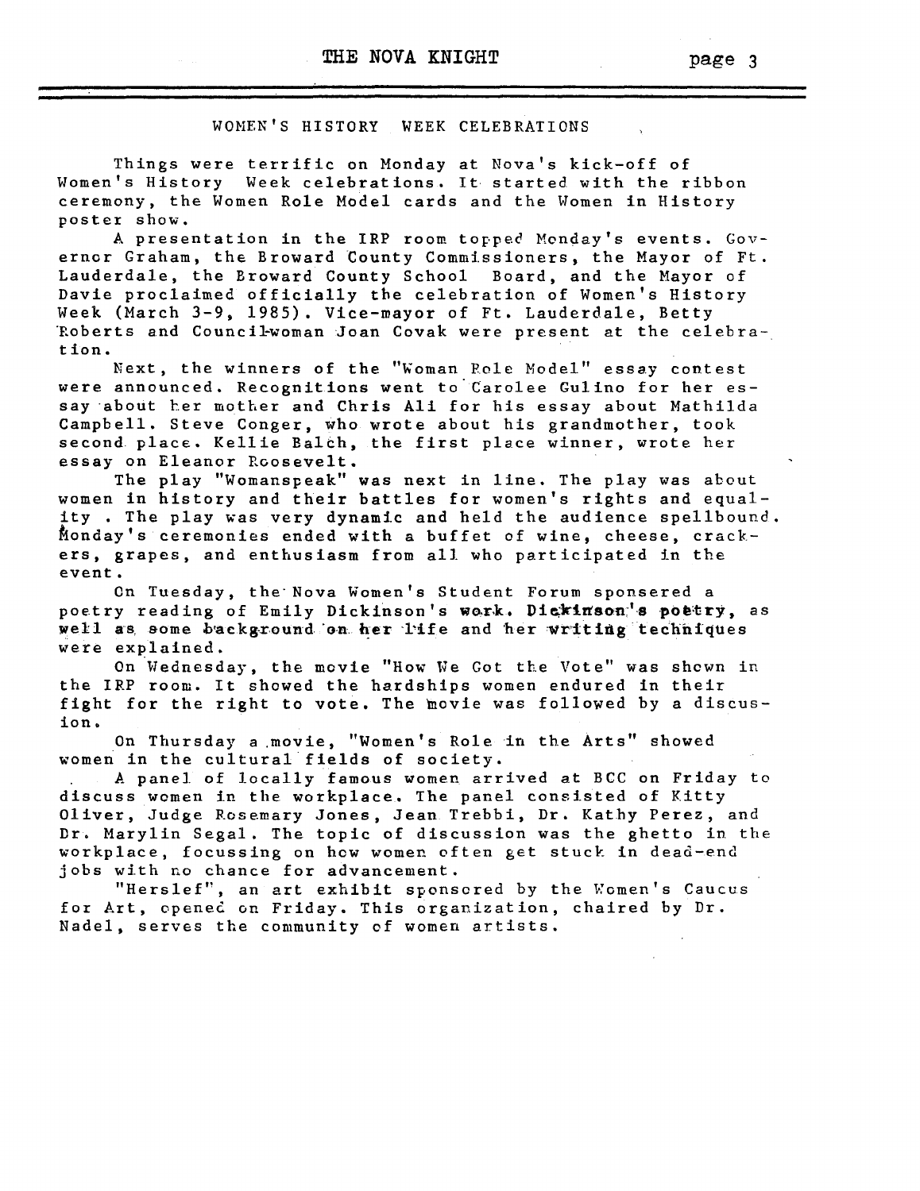## WOMEN'S HISTORY WEEK CELEBRATIONS

Things were terrific on Monday at Nova's kick-off of Women's History Week celebrations. It started with the ribbon ceremony, the Women Role Model cards and the Women in History poster show.

A presentation in the IRP room topped Monday's events. Governor Graham, the Broward County Commissioners, the Mayor of Ft. Lauderdale, the Broward County School Board, and the Mayor of Davie proclaimed officially the celebration of Women's History Week (March 3-9, 1985). Vice-mayor of Ft. Lauderdale, Betty Roberts and Council-woman Joan Covak were present at the celebration.

Next, the winners of the "Woman Role Model" essay contest were announced. Recognitions went to Carolee Gulino for her essay about her mother and Chris Ali for his essay about Mathilda Campbell. Steve Conger, who wrote about his grandmother, took second place. Kellie Balch, the first place winner, wrote her essay on Eleanor Roosevelt.

The play "Womanspeak" was next in line. The play was about women in history and their battles for women's rights and equality . The play was very dynamic and held the audience spellbound. Monday's ceremonies ended with a buffet of wine, cheese, crackers, grapes, and enthusiasm from all who participated in the event.

On Tuesday, the Nova Women's Student Forum sponsered a poetry reading of Emily Dickinson's work. Dickinson's poetry, as well as some background on her life and her writing techniques were explained.

On Wednesday, the movie "How We Got the Vote" was shown in the IRP room. It showed the hardships women endured in their fight for the right to vote. The movie was followed by a discusion.

On Thursday a movie, "Women's Role in the Arts" showed women in the cultural fields of society.

A panel of locally famous women arrived at BCC on Friday to discuss women in the workplace. The panel consisted of Kitty Oliver, Judge Rosemary Jones, Jean Trebbi, Dr. Kathy Perez, and Dr. Marylin Segal. The topic of discussion was the ghetto in the workplace, focussing on how women often get stuck in dead-end jobs with no chance for advancement.

"Herslef", an art exhibit sponsored by the Women's Caucus for Art, opened on Friday. This organization, chaired by Dr. Nadel, serves the community of women artists.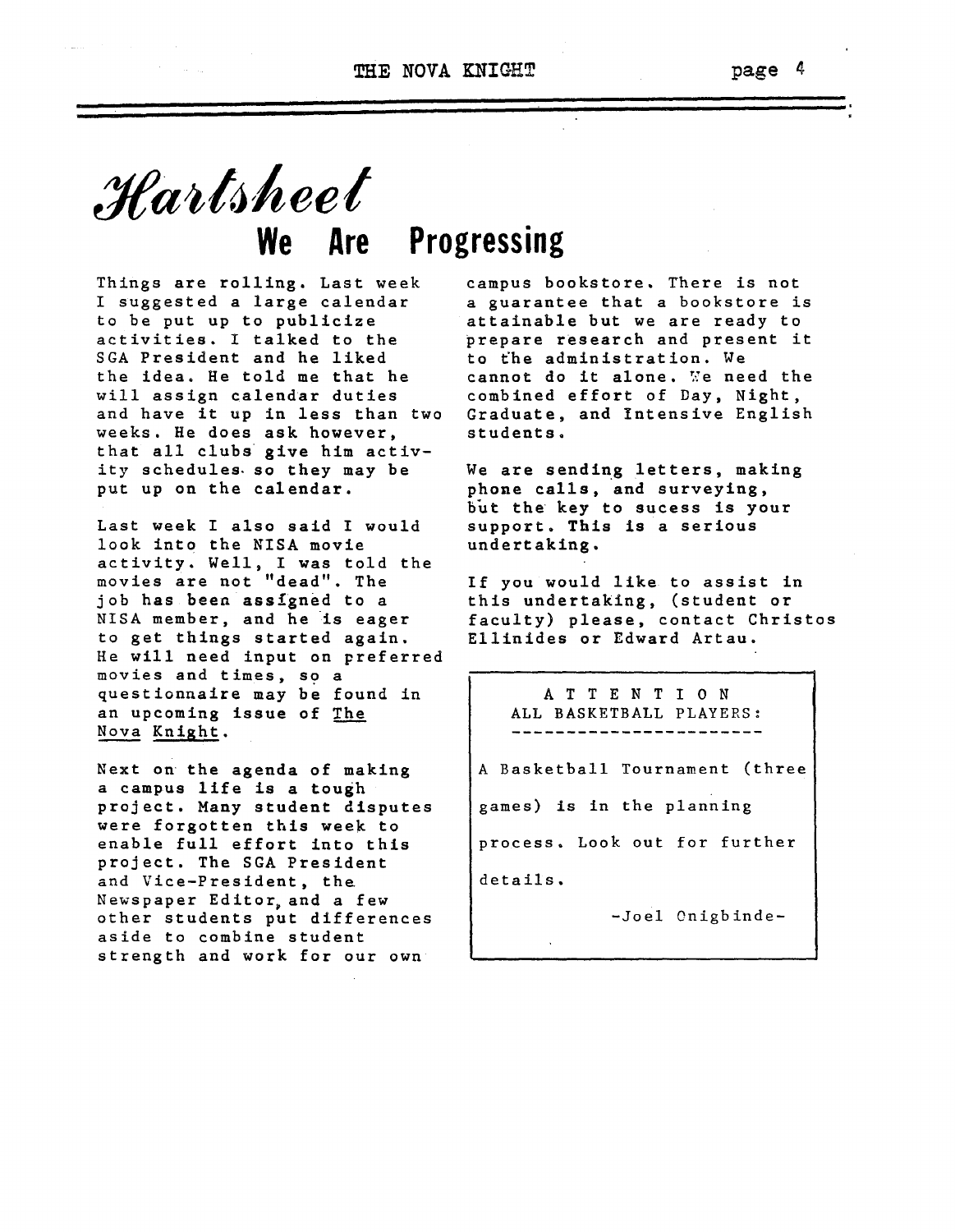# Hartsheet

## We Are Progressing

Things are rolling. Last week I suggested a large calendar to be put up to publicize activities. I talked to the SGA President and he liked the idea. He told me that he will assign calendar duties and have it up in less than two weeks. He does ask however, that all clubs give him activity schedules so they may be put up on the calendar.

Last week I also said I would look into the NISA movie activity. Well, I was told the movies are not "dead". The job has been assigned to a NISA member, and he is eager to get things started again. He will need input on preferred movies and times, so a questionnaire may be found in an upcoming issue of The Nova Knight.

Next on the agenda of making a campus life is a tough project. Many student disputes were forgotten this week to enable full effort into this project. The SGA President and Vice-President, the Newspaper Editor, and a few other students put differences aside to combine student strength and work for our own campus bookstore. There is not a guarantee that a bookstore is attainable but we are ready to prepare research and present it to the administration. We cannot do it alone. We need the combined effort of Day, Night, Graduate, and Intensive English students.

We are sending letters, making phone calls, and surveying, but the key to sucess is your support. This is a serious undertaking.

If you would like to assist in this undertaking, (student or faculty) please, contact Christos Ellinides or Edward Artau.

---

**ATTENTION ALL BASKETBALL PLAYERS:**

A Basketball Tournament (three games) is in the planning process. Look out for further details.

-Joel Onigbinde-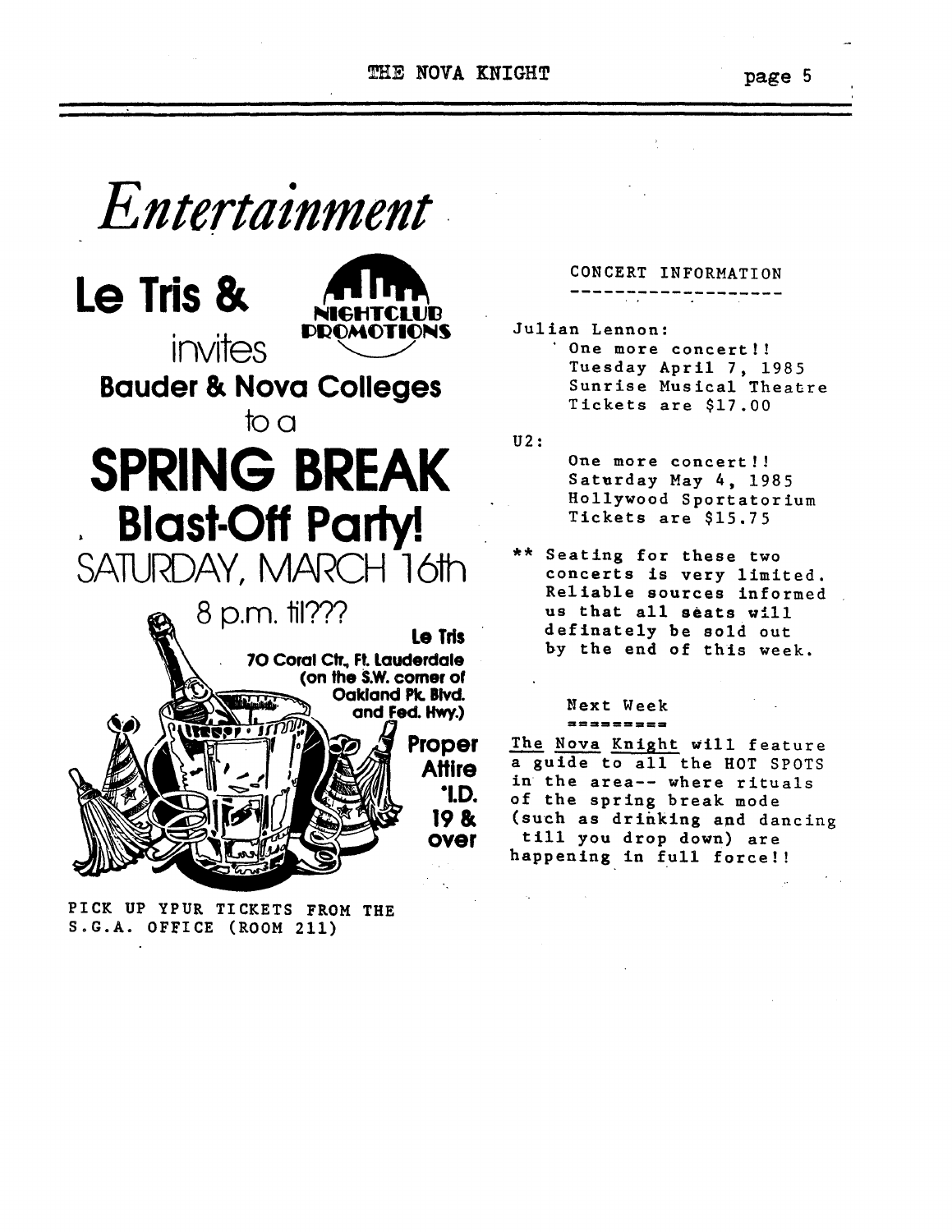# Entertainment

**Le Tris &** NIGHTCLUB PROMOTIONS

invites

**Bauder & Nova Colleges**

to a

# SPRING BREAK
# Blast-Off Party!

SATURDAY, MARCH 16th

8 p.m. til???

**Le Tris**
**70 Coral Ctr., Ft. Lauderdale**
**(on the S.W. corner of Oakland Pk. Blvd. and Fed. Hwy.)**

**Proper Attire**
**\*I.D.**
**19 & over**

PICK UP YPUR TICKETS FROM THE S.G.A. OFFICE (ROOM 211)

CONCERT INFORMATION
--------------------

Julian Lennon:
One more concert!!
Tuesday April 7, 1985
Sunrise Musical Theatre
Tickets are $17.00

U2:
One more concert!!
Saturday May 4, 1985
Hollywood Sportatorium
Tickets are $15.75

** Seating for these two concerts is very limited. Reliable sources informed us that all seats will definately be sold out by the end of this week.

Next Week
=========

The Nova Knight will feature a guide to all the HOT SPOTS in the area-- where rituals of the spring break mode (such as drinking and dancing till you drop down) are happening in full force!!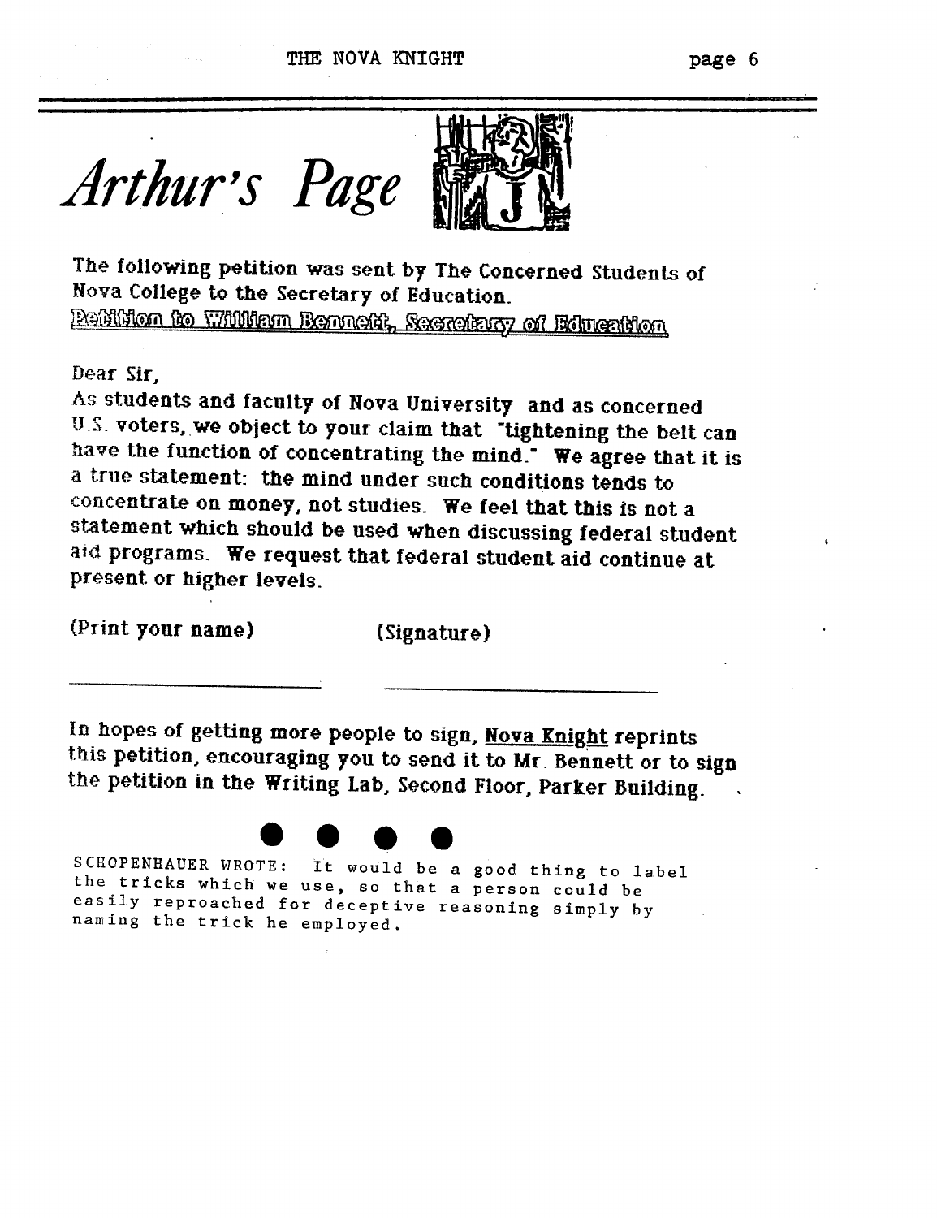# Arthur's Page

The following petition was sent by The Concerned Students of Nova College to the Secretary of Education.

**Petition to William Bennett, Secretary of Education**

Dear Sir,

As students and faculty of Nova University and as concerned U.S. voters, we object to your claim that "tightening the belt can have the function of concentrating the mind." We agree that it is a true statement: the mind under such conditions tends to concentrate on money, not studies. We feel that this is not a statement which should be used when discussing federal student aid programs. We request that federal student aid continue at present or higher levels.

(Print your name) (Signature)

\_\_\_\_\_\_\_\_\_\_\_\_\_\_\_\_\_\_\_\_ \_\_\_\_\_\_\_\_\_\_\_\_\_\_\_\_\_\_\_\_

In hopes of getting more people to sign, Nova Knight reprints this petition, encouraging you to send it to Mr. Bennett or to sign the petition in the Writing Lab, Second Floor, Parker Building.

● ● ● ●

SCHOPENHAUER WROTE: It would be a good thing to label the tricks which we use, so that a person could be easily reproached for deceptive reasoning simply by naming the trick he employed.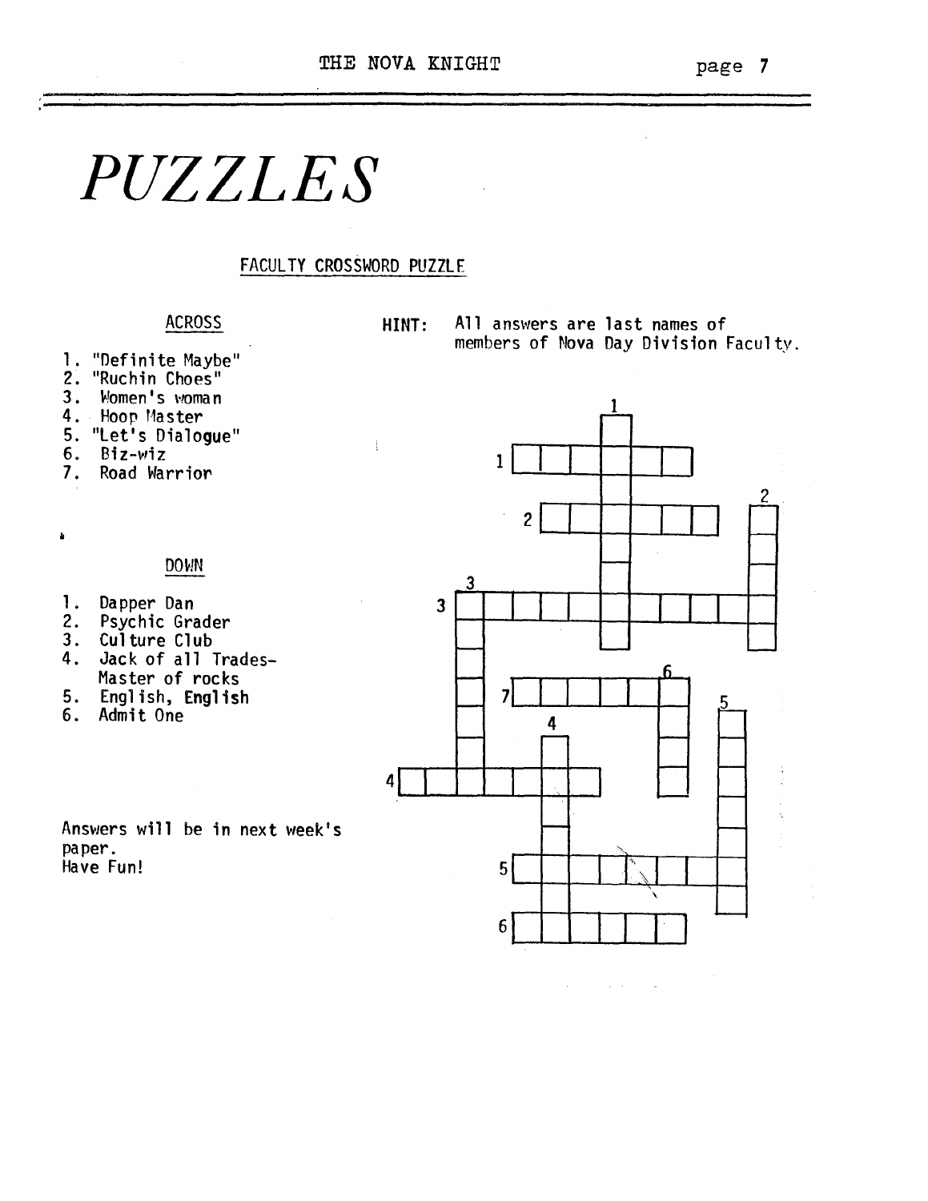# *PUZZLES*

## FACULTY CROSSWORD PUZZLE

**HINT:** All answers are last names of members of Nova Day Division Faculty.

### ACROSS

1. "Definite Maybe"
2. "Ruchin Choes"
3. Women's woman
4. Hoop Master
5. "Let's Dialogue"
6. Biz-wiz
7. Road Warrior

### DOWN

1. Dapper Dan
2. Psychic Grader
3. Culture Club
4. Jack of all Trades- Master of rocks
5. English, English
6. Admit One

Answers will be in next week's paper.
Have Fun!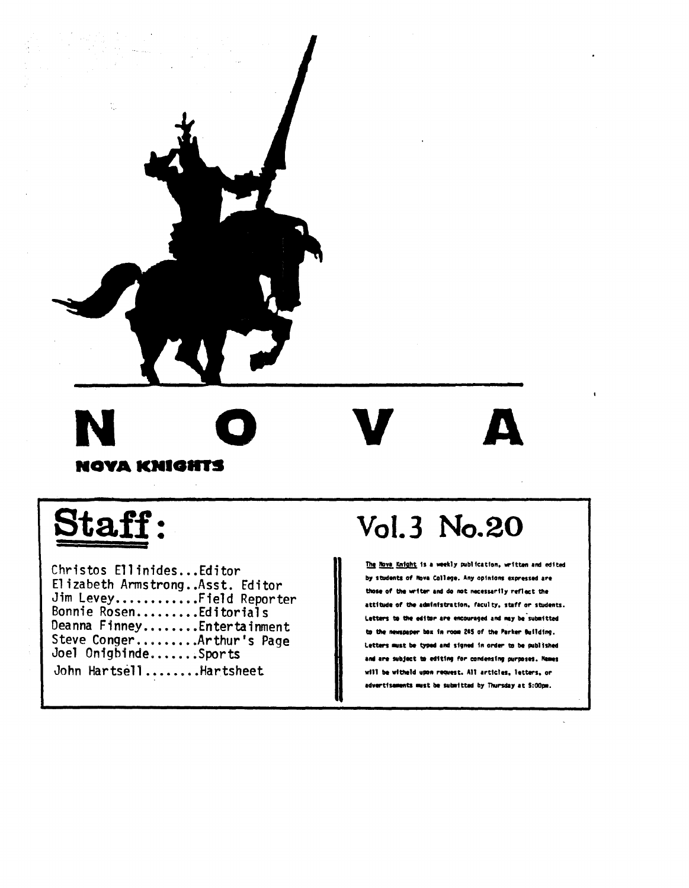# N O V A

**NOVA KNIGHTS**

## Staff:

Christos Ellinides...Editor
Elizabeth Armstrong..Asst. Editor
Jim Levey............Field Reporter
Bonnie Rosen.........Editorials
Deanna Finney........Entertainment
Steve Conger.........Arthur's Page
Joel Onigbinde.......Sports
John Hartsell........Hartsheet

## Vol.3 No.20

The Nova Knight is a weekly publication, written and edited by students of Nova College. Any opinions expressed are those of the writer and do not necessarily reflect the attitude of the administration, faculty, staff or students. Letters to the editor are encouraged and may be submitted to the newspaper box in room 245 of the Parker Building. Letters must be typed and signed in order to be published and are subject to editing for condensing purposes. Names will be witheld upon request. All articles, letters, or advertisements must be submitted by Thursday at 5:00pm.